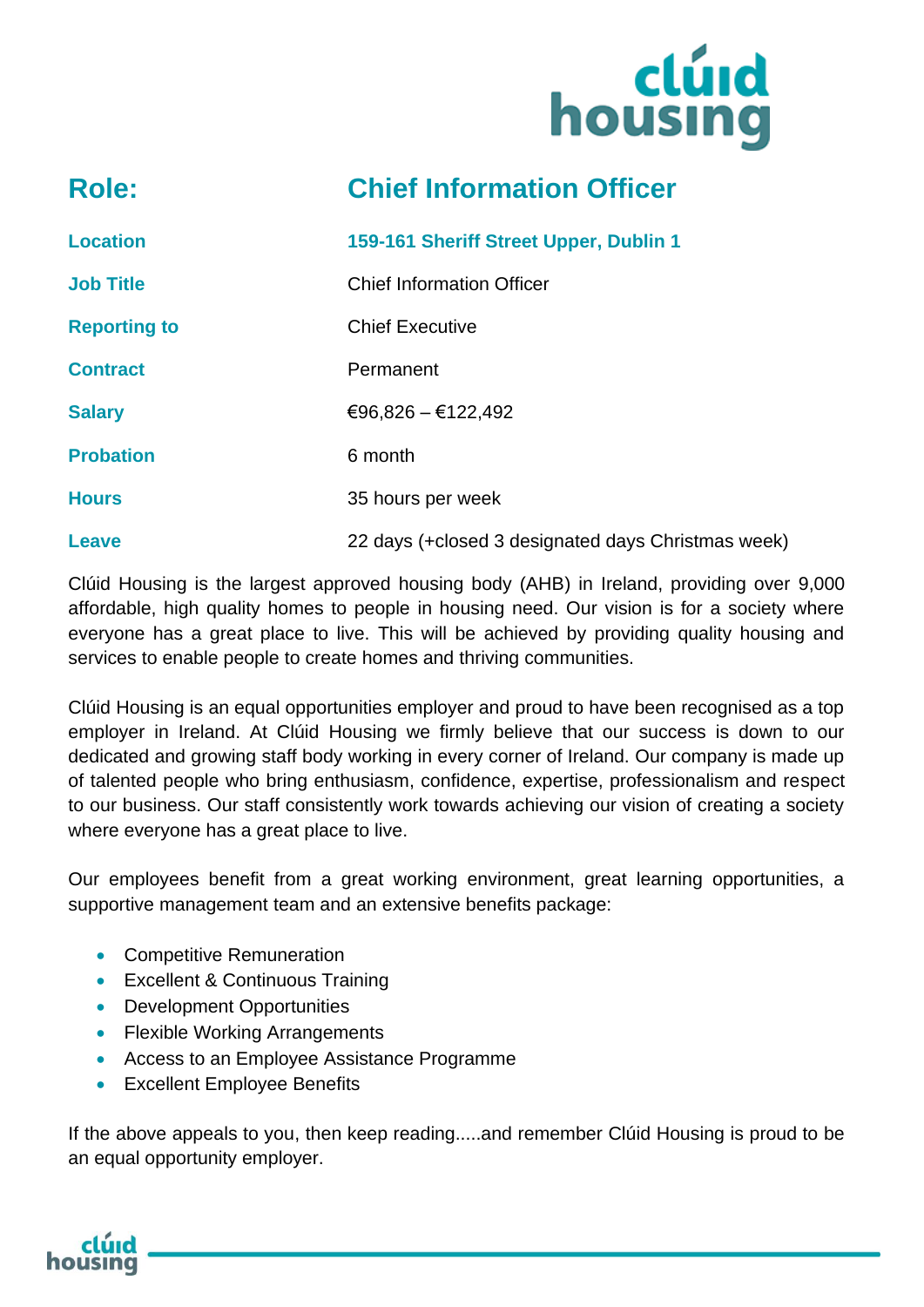| Role: | Chief Information Officer |
| --- | --- |
| Location | 159-161 Sheriff Street Upper, Dublin 1 |
| Job Title | Chief Information Officer |
| Reporting to | Chief Executive |
| Contract | Permanent |
| Salary | €96,826 – €122,492 |
| Probation | 6 month |
| Hours | 35 hours per week |
| Leave | 22 days (+closed 3 designated days Christmas week) |

Clúid Housing is the largest approved housing body (AHB) in Ireland, providing over 9,000 affordable, high quality homes to people in housing need. Our vision is for a society where everyone has a great place to live. This will be achieved by providing quality housing and services to enable people to create homes and thriving communities.

Clúid Housing is an equal opportunities employer and proud to have been recognised as a top employer in Ireland. At Clúid Housing we firmly believe that our success is down to our dedicated and growing staff body working in every corner of Ireland. Our company is made up of talented people who bring enthusiasm, confidence, expertise, professionalism and respect to our business. Our staff consistently work towards achieving our vision of creating a society where everyone has a great place to live.

Our employees benefit from a great working environment, great learning opportunities, a supportive management team and an extensive benefits package:

- Competitive Remuneration
- Excellent & Continuous Training
- Development Opportunities
- Flexible Working Arrangements
- Access to an Employee Assistance Programme
- Excellent Employee Benefits

If the above appeals to you, then keep reading.....and remember Clúid Housing is proud to be an equal opportunity employer.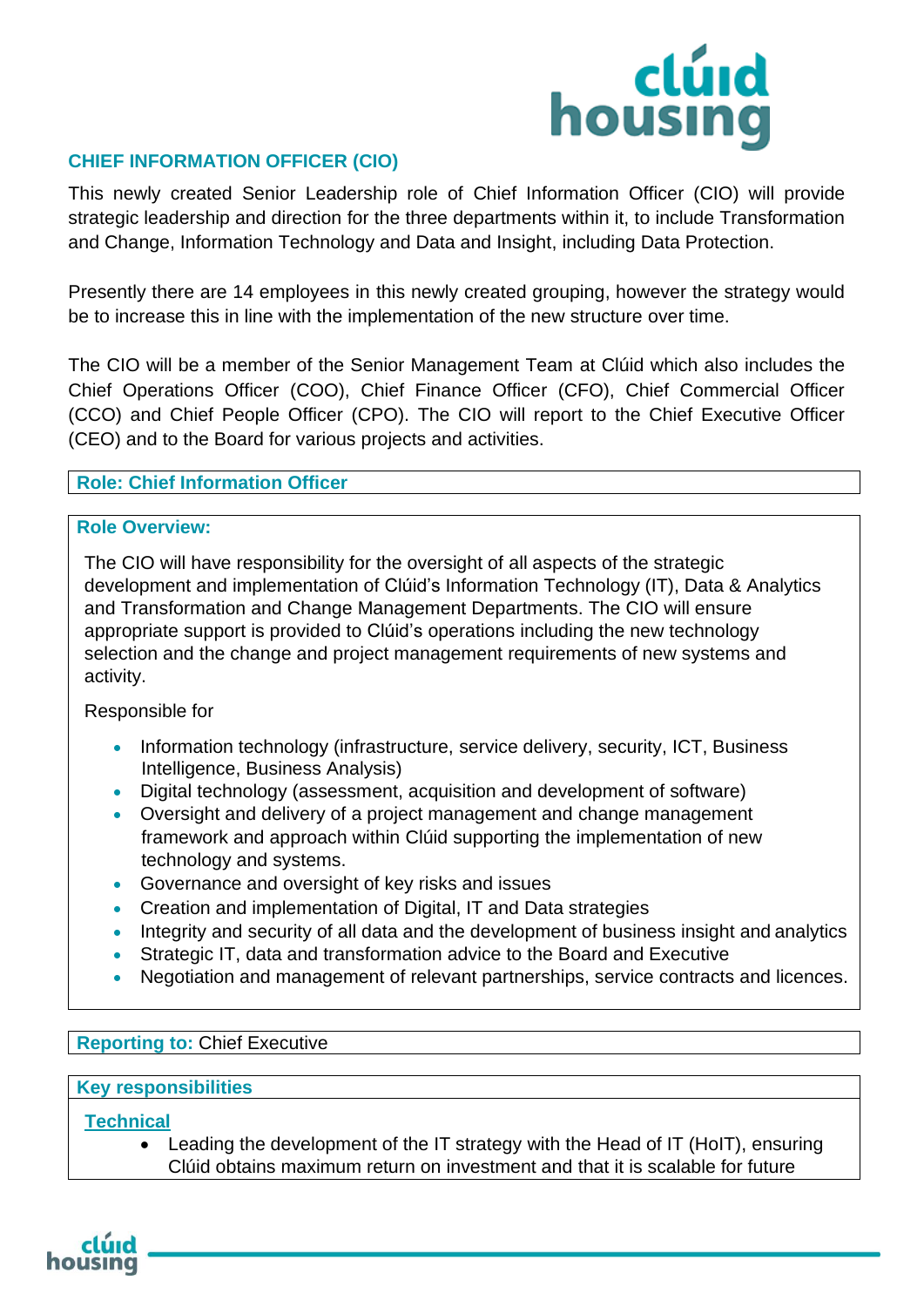## CHIEF INFORMATION OFFICER (CIO)

This newly created Senior Leadership role of Chief Information Officer (CIO) will provide strategic leadership and direction for the three departments within it, to include Transformation and Change, Information Technology and Data and Insight, including Data Protection.

Presently there are 14 employees in this newly created grouping, however the strategy would be to increase this in line with the implementation of the new structure over time.

The CIO will be a member of the Senior Management Team at Clúid which also includes the Chief Operations Officer (COO), Chief Finance Officer (CFO), Chief Commercial Officer (CCO) and Chief People Officer (CPO). The CIO will report to the Chief Executive Officer (CEO) and to the Board for various projects and activities.

### Role: Chief Information Officer

### Role Overview:

The CIO will have responsibility for the oversight of all aspects of the strategic development and implementation of Clúid's Information Technology (IT), Data & Analytics and Transformation and Change Management Departments. The CIO will ensure appropriate support is provided to Clúid's operations including the new technology selection and the change and project management requirements of new systems and activity.

Responsible for

- Information technology (infrastructure, service delivery, security, ICT, Business Intelligence, Business Analysis)
- Digital technology (assessment, acquisition and development of software)
- Oversight and delivery of a project management and change management framework and approach within Clúid supporting the implementation of new technology and systems.
- Governance and oversight of key risks and issues
- Creation and implementation of Digital, IT and Data strategies
- Integrity and security of all data and the development of business insight and analytics
- Strategic IT, data and transformation advice to the Board and Executive
- Negotiation and management of relevant partnerships, service contracts and licences.

**Reporting to:** Chief Executive

### Key responsibilities

**Technical**

- Leading the development of the IT strategy with the Head of IT (HoIT), ensuring Clúid obtains maximum return on investment and that it is scalable for future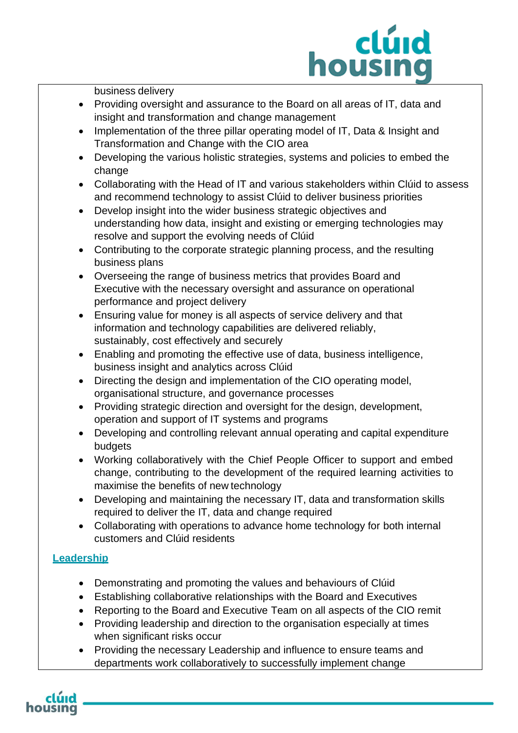business delivery

- Providing oversight and assurance to the Board on all areas of IT, data and insight and transformation and change management
- Implementation of the three pillar operating model of IT, Data & Insight and Transformation and Change with the CIO area
- Developing the various holistic strategies, systems and policies to embed the change
- Collaborating with the Head of IT and various stakeholders within Clúid to assess and recommend technology to assist Clúid to deliver business priorities
- Develop insight into the wider business strategic objectives and understanding how data, insight and existing or emerging technologies may resolve and support the evolving needs of Clúid
- Contributing to the corporate strategic planning process, and the resulting business plans
- Overseeing the range of business metrics that provides Board and Executive with the necessary oversight and assurance on operational performance and project delivery
- Ensuring value for money is all aspects of service delivery and that information and technology capabilities are delivered reliably, sustainably, cost effectively and securely
- Enabling and promoting the effective use of data, business intelligence, business insight and analytics across Clúid
- Directing the design and implementation of the CIO operating model, organisational structure, and governance processes
- Providing strategic direction and oversight for the design, development, operation and support of IT systems and programs
- Developing and controlling relevant annual operating and capital expenditure budgets
- Working collaboratively with the Chief People Officer to support and embed change, contributing to the development of the required learning activities to maximise the benefits of new technology
- Developing and maintaining the necessary IT, data and transformation skills required to deliver the IT, data and change required
- Collaborating with operations to advance home technology for both internal customers and Clúid residents

**Leadership**

- Demonstrating and promoting the values and behaviours of Clúid
- Establishing collaborative relationships with the Board and Executives
- Reporting to the Board and Executive Team on all aspects of the CIO remit
- Providing leadership and direction to the organisation especially at times when significant risks occur
- Providing the necessary Leadership and influence to ensure teams and departments work collaboratively to successfully implement change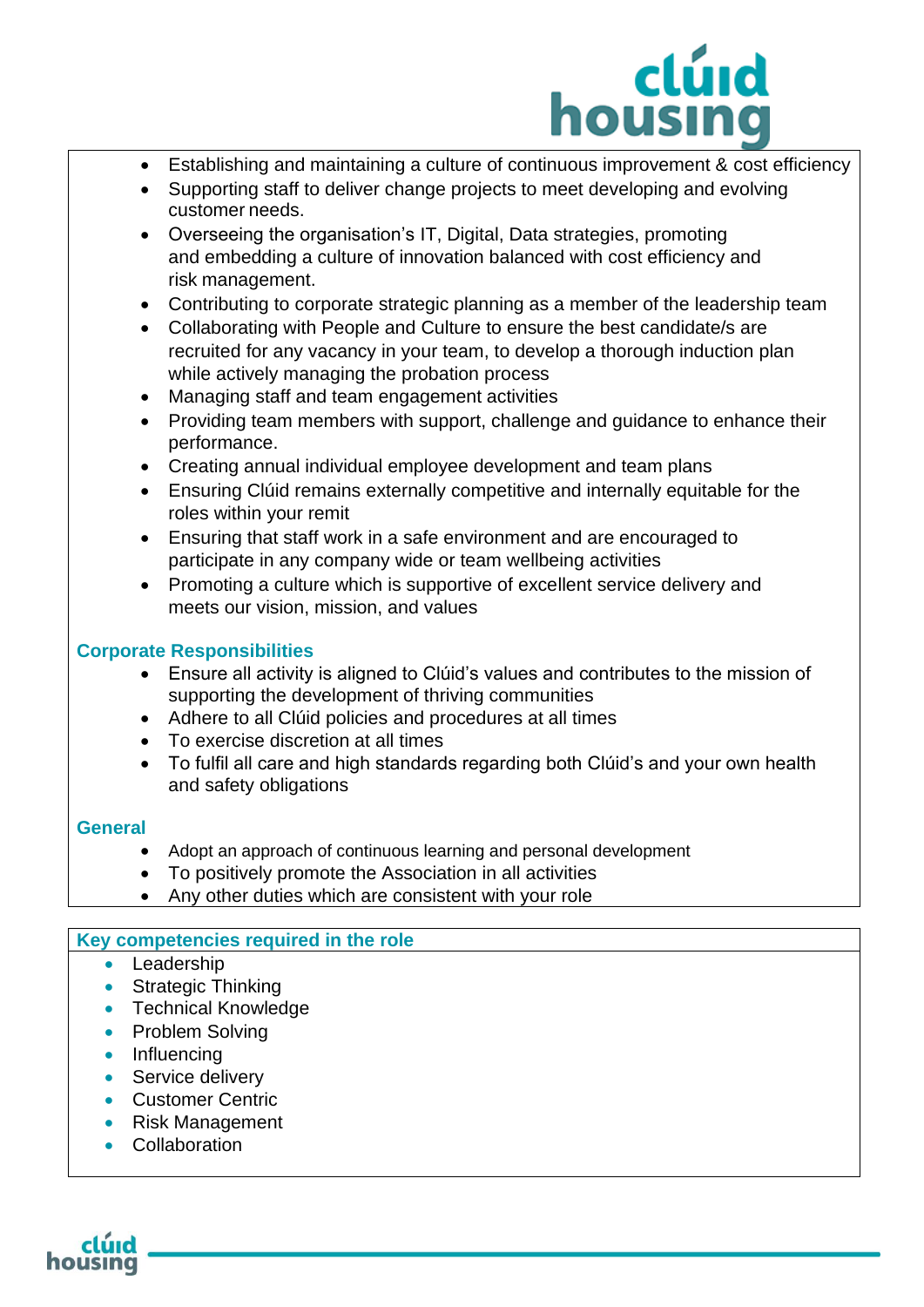- Establishing and maintaining a culture of continuous improvement & cost efficiency
- Supporting staff to deliver change projects to meet developing and evolving customer needs.
- Overseeing the organisation's IT, Digital, Data strategies, promoting and embedding a culture of innovation balanced with cost efficiency and risk management.
- Contributing to corporate strategic planning as a member of the leadership team
- Collaborating with People and Culture to ensure the best candidate/s are recruited for any vacancy in your team, to develop a thorough induction plan while actively managing the probation process
- Managing staff and team engagement activities
- Providing team members with support, challenge and guidance to enhance their performance.
- Creating annual individual employee development and team plans
- Ensuring Clúid remains externally competitive and internally equitable for the roles within your remit
- Ensuring that staff work in a safe environment and are encouraged to participate in any company wide or team wellbeing activities
- Promoting a culture which is supportive of excellent service delivery and meets our vision, mission, and values

## Corporate Responsibilities

- Ensure all activity is aligned to Clúid's values and contributes to the mission of supporting the development of thriving communities
- Adhere to all Clúid policies and procedures at all times
- To exercise discretion at all times
- To fulfil all care and high standards regarding both Clúid's and your own health and safety obligations

## General

- Adopt an approach of continuous learning and personal development
- To positively promote the Association in all activities
- Any other duties which are consistent with your role

## Key competencies required in the role

- Leadership
- Strategic Thinking
- Technical Knowledge
- Problem Solving
- Influencing
- Service delivery
- Customer Centric
- Risk Management
- Collaboration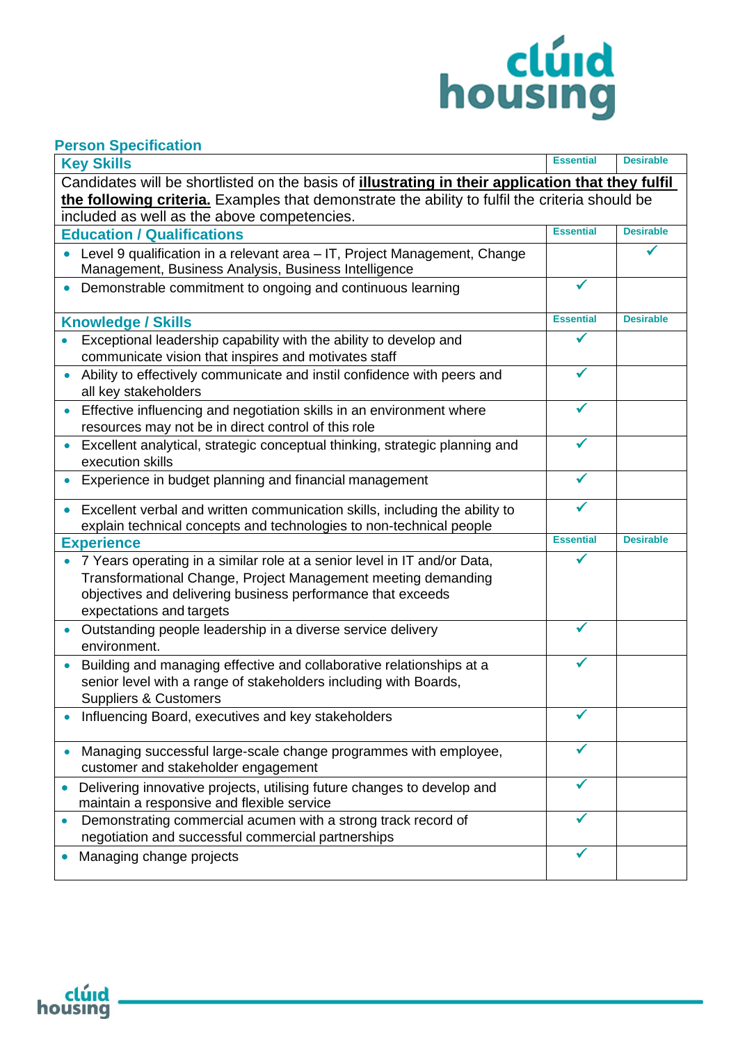## Person Specification

| Key Skills | Essential | Desirable |
|---|---|---|
| Candidates will be shortlisted on the basis of **illustrating in their application that they fulfil the following criteria.** Examples that demonstrate the ability to fulfil the criteria should be included as well as the above competencies. | | |
| **Education / Qualifications** | **Essential** | **Desirable** |
| • Level 9 qualification in a relevant area – IT, Project Management, Change Management, Business Analysis, Business Intelligence | | ✓ |
| • Demonstrable commitment to ongoing and continuous learning | ✓ | |
| **Knowledge / Skills** | **Essential** | **Desirable** |
| • Exceptional leadership capability with the ability to develop and communicate vision that inspires and motivates staff | ✓ | |
| • Ability to effectively communicate and instil confidence with peers and all key stakeholders | ✓ | |
| • Effective influencing and negotiation skills in an environment where resources may not be in direct control of this role | ✓ | |
| • Excellent analytical, strategic conceptual thinking, strategic planning and execution skills | ✓ | |
| • Experience in budget planning and financial management | ✓ | |
| • Excellent verbal and written communication skills, including the ability to explain technical concepts and technologies to non-technical people | ✓ | |
| **Experience** | **Essential** | **Desirable** |
| • 7 Years operating in a similar role at a senior level in IT and/or Data, Transformational Change, Project Management meeting demanding objectives and delivering business performance that exceeds expectations and targets | ✓ | |
| • Outstanding people leadership in a diverse service delivery environment. | ✓ | |
| • Building and managing effective and collaborative relationships at a senior level with a range of stakeholders including with Boards, Suppliers & Customers | ✓ | |
| • Influencing Board, executives and key stakeholders | ✓ | |
| • Managing successful large-scale change programmes with employee, customer and stakeholder engagement | ✓ | |
| • Delivering innovative projects, utilising future changes to develop and maintain a responsive and flexible service | ✓ | |
| • Demonstrating commercial acumen with a strong track record of negotiation and successful commercial partnerships | ✓ | |
| • Managing change projects | ✓ | |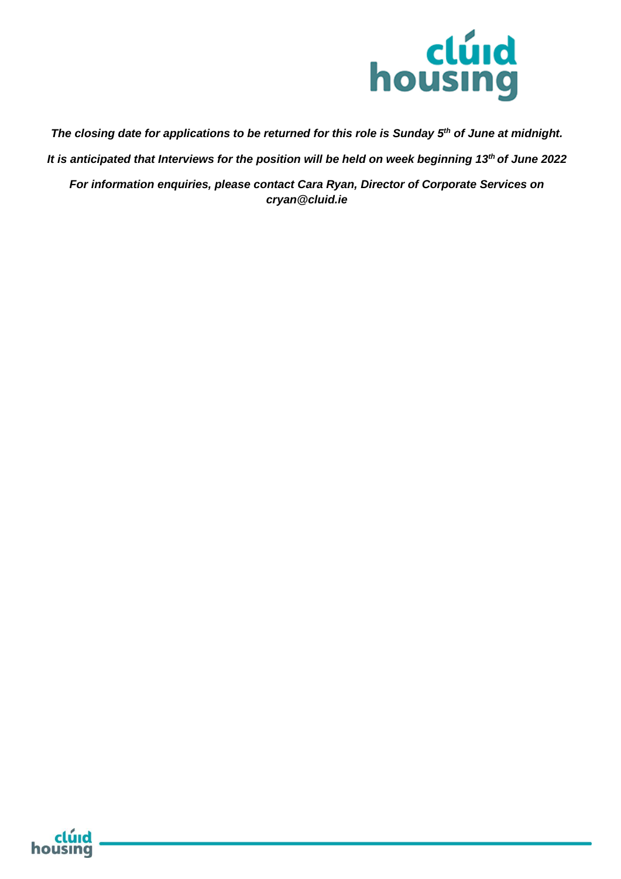***The closing date for applications to be returned for this role is Sunday 5th of June at midnight.***

***It is anticipated that Interviews for the position will be held on week beginning 13th of June 2022***

***For information enquiries, please contact Cara Ryan, Director of Corporate Services on cryan@cluid.ie***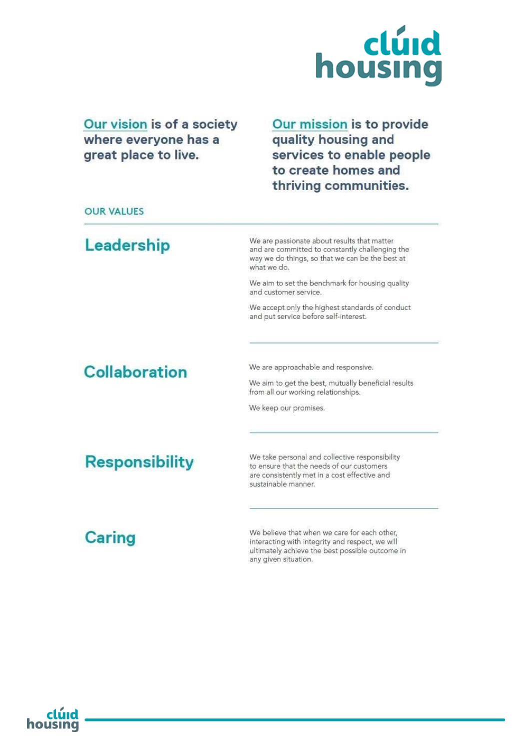**Our vision** is of a society where everyone has a great place to live.

**Our mission** is to provide quality housing and services to enable people to create homes and thriving communities.

## OUR VALUES

### Leadership

We are passionate about results that matter and are committed to constantly challenging the way we do things, so that we can be the best at what we do.

We aim to set the benchmark for housing quality and customer service.

We accept only the highest standards of conduct and put service before self-interest.

### Collaboration

We are approachable and responsive.

We aim to get the best, mutually beneficial results from all our working relationships.

We keep our promises.

### Responsibility

We take personal and collective responsibility to ensure that the needs of our customers are consistently met in a cost effective and sustainable manner.

### Caring

We believe that when we care for each other, interacting with integrity and respect, we will ultimately achieve the best possible outcome in any given situation.